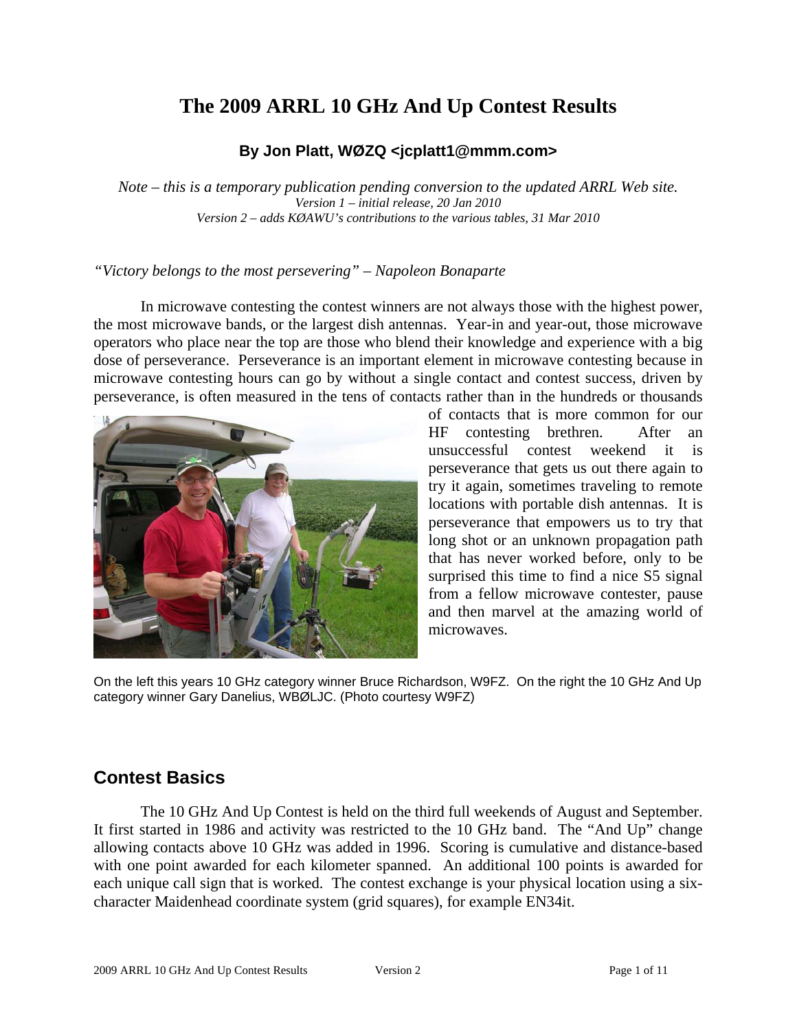# The 2009 ARRL 10 GHz And Up Contest Results

**By Jon Platt, WØZQ <jcplatt1@mmm.com>**

*Note – this is a temporary publication pending conversion to the updated ARRL Web site.*
*Version 1 – initial release, 20 Jan 2010*
*Version 2 – adds KØAWU's contributions to the various tables, 31 Mar 2010*

*"Victory belongs to the most persevering" – Napoleon Bonaparte*

In microwave contesting the contest winners are not always those with the highest power, the most microwave bands, or the largest dish antennas. Year-in and year-out, those microwave operators who place near the top are those who blend their knowledge and experience with a big dose of perseverance. Perseverance is an important element in microwave contesting because in microwave contesting hours can go by without a single contact and contest success, driven by perseverance, is often measured in the tens of contacts rather than in the hundreds or thousands of contacts that is more common for our HF contesting brethren. After an unsuccessful contest weekend it is perseverance that gets us out there again to try it again, sometimes traveling to remote locations with portable dish antennas. It is perseverance that empowers us to try that long shot or an unknown propagation path that has never worked before, only to be surprised this time to find a nice S5 signal from a fellow microwave contester, pause and then marvel at the amazing world of microwaves.

On the left this years 10 GHz category winner Bruce Richardson, W9FZ. On the right the 10 GHz And Up category winner Gary Danelius, WBØLJC. (Photo courtesy W9FZ)

## Contest Basics

The 10 GHz And Up Contest is held on the third full weekends of August and September. It first started in 1986 and activity was restricted to the 10 GHz band. The "And Up" change allowing contacts above 10 GHz was added in 1996. Scoring is cumulative and distance-based with one point awarded for each kilometer spanned. An additional 100 points is awarded for each unique call sign that is worked. The contest exchange is your physical location using a six-character Maidenhead coordinate system (grid squares), for example EN34it.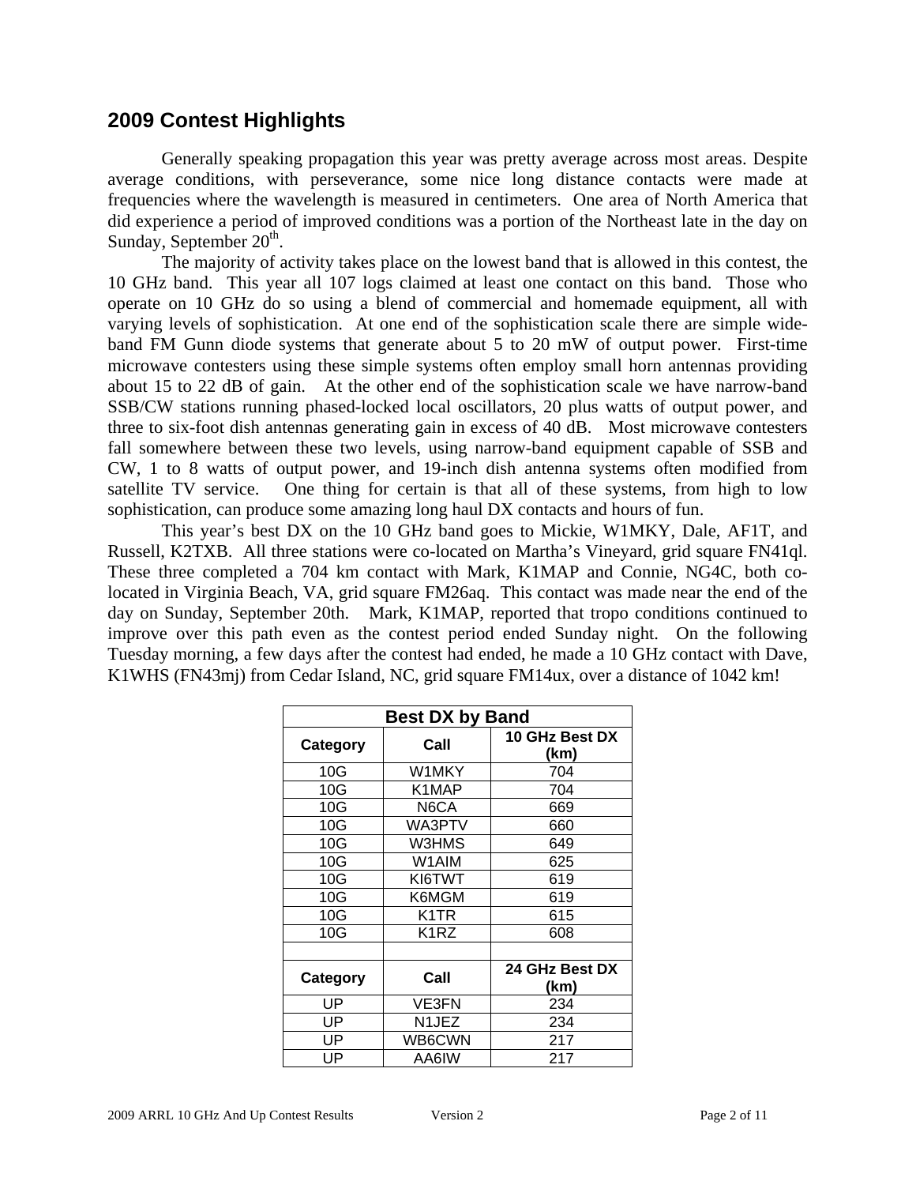## 2009 Contest Highlights

Generally speaking propagation this year was pretty average across most areas. Despite average conditions, with perseverance, some nice long distance contacts were made at frequencies where the wavelength is measured in centimeters. One area of North America that did experience a period of improved conditions was a portion of the Northeast late in the day on Sunday, September 20th.

The majority of activity takes place on the lowest band that is allowed in this contest, the 10 GHz band. This year all 107 logs claimed at least one contact on this band. Those who operate on 10 GHz do so using a blend of commercial and homemade equipment, all with varying levels of sophistication. At one end of the sophistication scale there are simple wide-band FM Gunn diode systems that generate about 5 to 20 mW of output power. First-time microwave contesters using these simple systems often employ small horn antennas providing about 15 to 22 dB of gain. At the other end of the sophistication scale we have narrow-band SSB/CW stations running phased-locked local oscillators, 20 plus watts of output power, and three to six-foot dish antennas generating gain in excess of 40 dB. Most microwave contesters fall somewhere between these two levels, using narrow-band equipment capable of SSB and CW, 1 to 8 watts of output power, and 19-inch dish antenna systems often modified from satellite TV service. One thing for certain is that all of these systems, from high to low sophistication, can produce some amazing long haul DX contacts and hours of fun.

This year's best DX on the 10 GHz band goes to Mickie, W1MKY, Dale, AF1T, and Russell, K2TXB. All three stations were co-located on Martha's Vineyard, grid square FN41ql. These three completed a 704 km contact with Mark, K1MAP and Connie, NG4C, both co-located in Virginia Beach, VA, grid square FM26aq. This contact was made near the end of the day on Sunday, September 20th. Mark, K1MAP, reported that tropo conditions continued to improve over this path even as the contest period ended Sunday night. On the following Tuesday morning, a few days after the contest had ended, he made a 10 GHz contact with Dave, K1WHS (FN43mj) from Cedar Island, NC, grid square FM14ux, over a distance of 1042 km!

**Best DX by Band**

| Category | Call | 10 GHz Best DX (km) |
|---|---|---|
| 10G | W1MKY | 704 |
| 10G | K1MAP | 704 |
| 10G | N6CA | 669 |
| 10G | WA3PTV | 660 |
| 10G | W3HMS | 649 |
| 10G | W1AIM | 625 |
| 10G | KI6TWT | 619 |
| 10G | K6MGM | 619 |
| 10G | K1TR | 615 |
| 10G | K1RZ | 608 |
| | | |
| **Category** | **Call** | **24 GHz Best DX (km)** |
| UP | VE3FN | 234 |
| UP | N1JEZ | 234 |
| UP | WB6CWN | 217 |
| UP | AA6IW | 217 |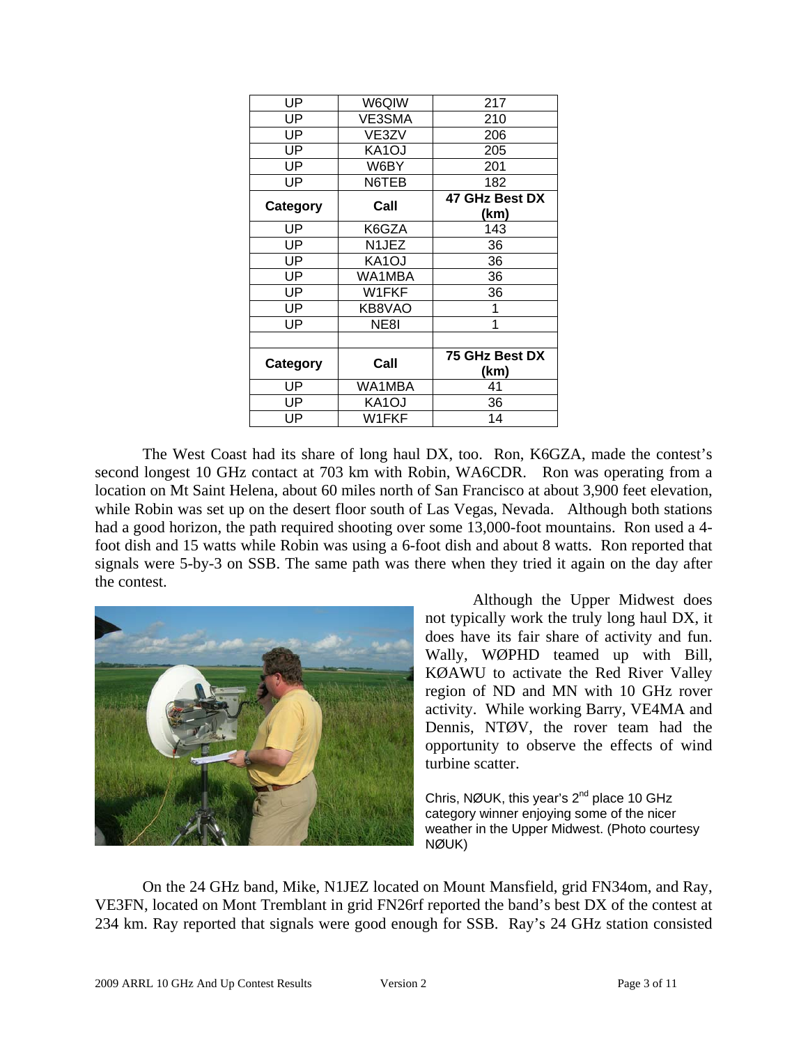| Category | Call | Best DX (km) |
|---|---|---|
| UP | W6QIW | 217 |
| UP | VE3SMA | 210 |
| UP | VE3ZV | 206 |
| UP | KA1OJ | 205 |
| UP | W6BY | 201 |
| UP | N6TEB | 182 |

| Category | Call | 47 GHz Best DX (km) |
|---|---|---|
| UP | K6GZA | 143 |
| UP | N1JEZ | 36 |
| UP | KA1OJ | 36 |
| UP | WA1MBA | 36 |
| UP | W1FKF | 36 |
| UP | KB8VAO | 1 |
| UP | NE8I | 1 |

| Category | Call | 75 GHz Best DX (km) |
|---|---|---|
| UP | WA1MBA | 41 |
| UP | KA1OJ | 36 |
| UP | W1FKF | 14 |

The West Coast had its share of long haul DX, too. Ron, K6GZA, made the contest's second longest 10 GHz contact at 703 km with Robin, WA6CDR. Ron was operating from a location on Mt Saint Helena, about 60 miles north of San Francisco at about 3,900 feet elevation, while Robin was set up on the desert floor south of Las Vegas, Nevada. Although both stations had a good horizon, the path required shooting over some 13,000-foot mountains. Ron used a 4-foot dish and 15 watts while Robin was using a 6-foot dish and about 8 watts. Ron reported that signals were 5-by-3 on SSB. The same path was there when they tried it again on the day after the contest.

Although the Upper Midwest does not typically work the truly long haul DX, it does have its fair share of activity and fun. Wally, WØPHD teamed up with Bill, KØAWU to activate the Red River Valley region of ND and MN with 10 GHz rover activity. While working Barry, VE4MA and Dennis, NTØV, the rover team had the opportunity to observe the effects of wind turbine scatter.

Chris, NØUK, this year's 2nd place 10 GHz category winner enjoying some of the nicer weather in the Upper Midwest. (Photo courtesy NØUK)

On the 24 GHz band, Mike, N1JEZ located on Mount Mansfield, grid FN34om, and Ray, VE3FN, located on Mont Tremblant in grid FN26rf reported the band's best DX of the contest at 234 km. Ray reported that signals were good enough for SSB. Ray's 24 GHz station consisted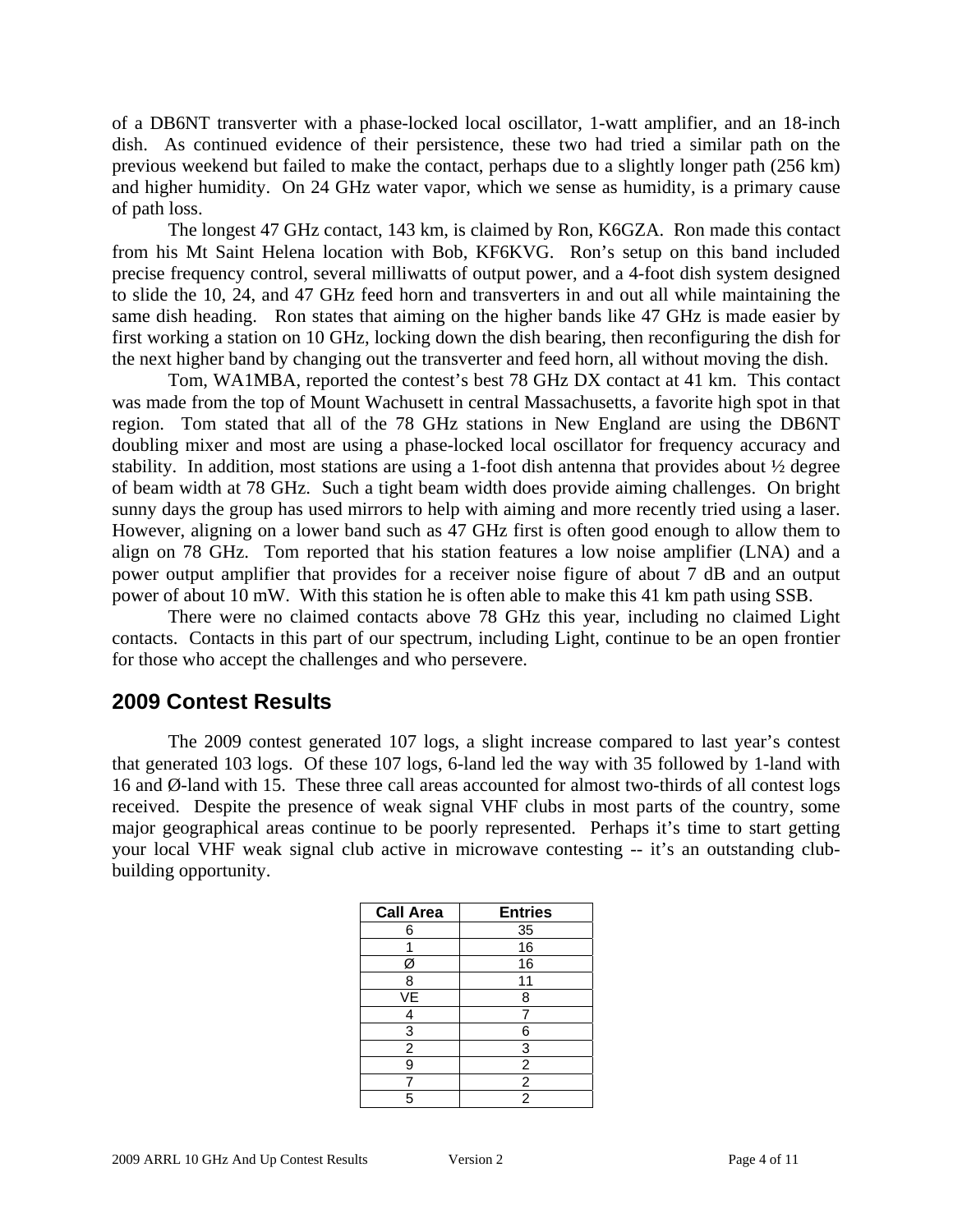of a DB6NT transverter with a phase-locked local oscillator, 1-watt amplifier, and an 18-inch dish. As continued evidence of their persistence, these two had tried a similar path on the previous weekend but failed to make the contact, perhaps due to a slightly longer path (256 km) and higher humidity. On 24 GHz water vapor, which we sense as humidity, is a primary cause of path loss.

The longest 47 GHz contact, 143 km, is claimed by Ron, K6GZA. Ron made this contact from his Mt Saint Helena location with Bob, KF6KVG. Ron's setup on this band included precise frequency control, several milliwatts of output power, and a 4-foot dish system designed to slide the 10, 24, and 47 GHz feed horn and transverters in and out all while maintaining the same dish heading. Ron states that aiming on the higher bands like 47 GHz is made easier by first working a station on 10 GHz, locking down the dish bearing, then reconfiguring the dish for the next higher band by changing out the transverter and feed horn, all without moving the dish.

Tom, WA1MBA, reported the contest's best 78 GHz DX contact at 41 km. This contact was made from the top of Mount Wachusett in central Massachusetts, a favorite high spot in that region. Tom stated that all of the 78 GHz stations in New England are using the DB6NT doubling mixer and most are using a phase-locked local oscillator for frequency accuracy and stability. In addition, most stations are using a 1-foot dish antenna that provides about ½ degree of beam width at 78 GHz. Such a tight beam width does provide aiming challenges. On bright sunny days the group has used mirrors to help with aiming and more recently tried using a laser. However, aligning on a lower band such as 47 GHz first is often good enough to allow them to align on 78 GHz. Tom reported that his station features a low noise amplifier (LNA) and a power output amplifier that provides for a receiver noise figure of about 7 dB and an output power of about 10 mW. With this station he is often able to make this 41 km path using SSB.

There were no claimed contacts above 78 GHz this year, including no claimed Light contacts. Contacts in this part of our spectrum, including Light, continue to be an open frontier for those who accept the challenges and who persevere.

## 2009 Contest Results

The 2009 contest generated 107 logs, a slight increase compared to last year's contest that generated 103 logs. Of these 107 logs, 6-land led the way with 35 followed by 1-land with 16 and Ø-land with 15. These three call areas accounted for almost two-thirds of all contest logs received. Despite the presence of weak signal VHF clubs in most parts of the country, some major geographical areas continue to be poorly represented. Perhaps it's time to start getting your local VHF weak signal club active in microwave contesting -- it's an outstanding club-building opportunity.

| Call Area | Entries |
|---|---|
| 6 | 35 |
| 1 | 16 |
| Ø | 16 |
| 8 | 11 |
| VE | 8 |
| 4 | 7 |
| 3 | 6 |
| 2 | 3 |
| 9 | 2 |
| 7 | 2 |
| 5 | 2 |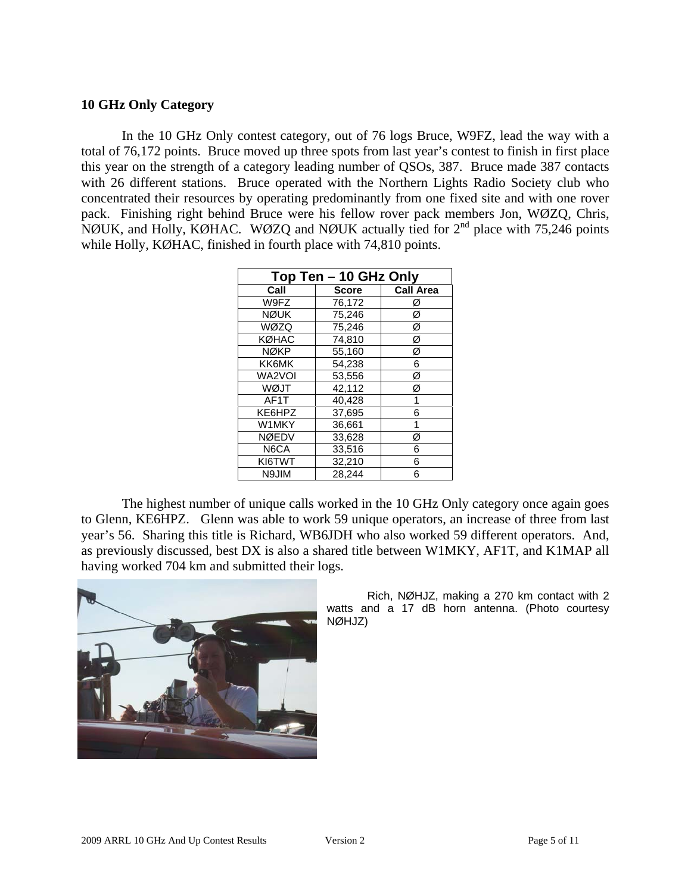### 10 GHz Only Category

In the 10 GHz Only contest category, out of 76 logs Bruce, W9FZ, lead the way with a total of 76,172 points. Bruce moved up three spots from last year's contest to finish in first place this year on the strength of a category leading number of QSOs, 387. Bruce made 387 contacts with 26 different stations. Bruce operated with the Northern Lights Radio Society club who concentrated their resources by operating predominantly from one fixed site and with one rover pack. Finishing right behind Bruce were his fellow rover pack members Jon, WØZQ, Chris, NØUK, and Holly, KØHAC. WØZQ and NØUK actually tied for 2nd place with 75,246 points while Holly, KØHAC, finished in fourth place with 74,810 points.

**Top Ten – 10 GHz Only**

| Call | Score | Call Area |
|---|---|---|
| W9FZ | 76,172 | Ø |
| NØUK | 75,246 | Ø |
| WØZQ | 75,246 | Ø |
| KØHAC | 74,810 | Ø |
| NØKP | 55,160 | Ø |
| KK6MK | 54,238 | 6 |
| WA2VOI | 53,556 | Ø |
| WØJT | 42,112 | Ø |
| AF1T | 40,428 | 1 |
| KE6HPZ | 37,695 | 6 |
| W1MKY | 36,661 | 1 |
| NØEDV | 33,628 | Ø |
| N6CA | 33,516 | 6 |
| KI6TWT | 32,210 | 6 |
| N9JIM | 28,244 | 6 |

The highest number of unique calls worked in the 10 GHz Only category once again goes to Glenn, KE6HPZ. Glenn was able to work 59 unique operators, an increase of three from last year's 56. Sharing this title is Richard, WB6JDH who also worked 59 different operators. And, as previously discussed, best DX is also a shared title between W1MKY, AF1T, and K1MAP all having worked 704 km and submitted their logs.

Rich, NØHJZ, making a 270 km contact with 2 watts and a 17 dB horn antenna. (Photo courtesy NØHJZ)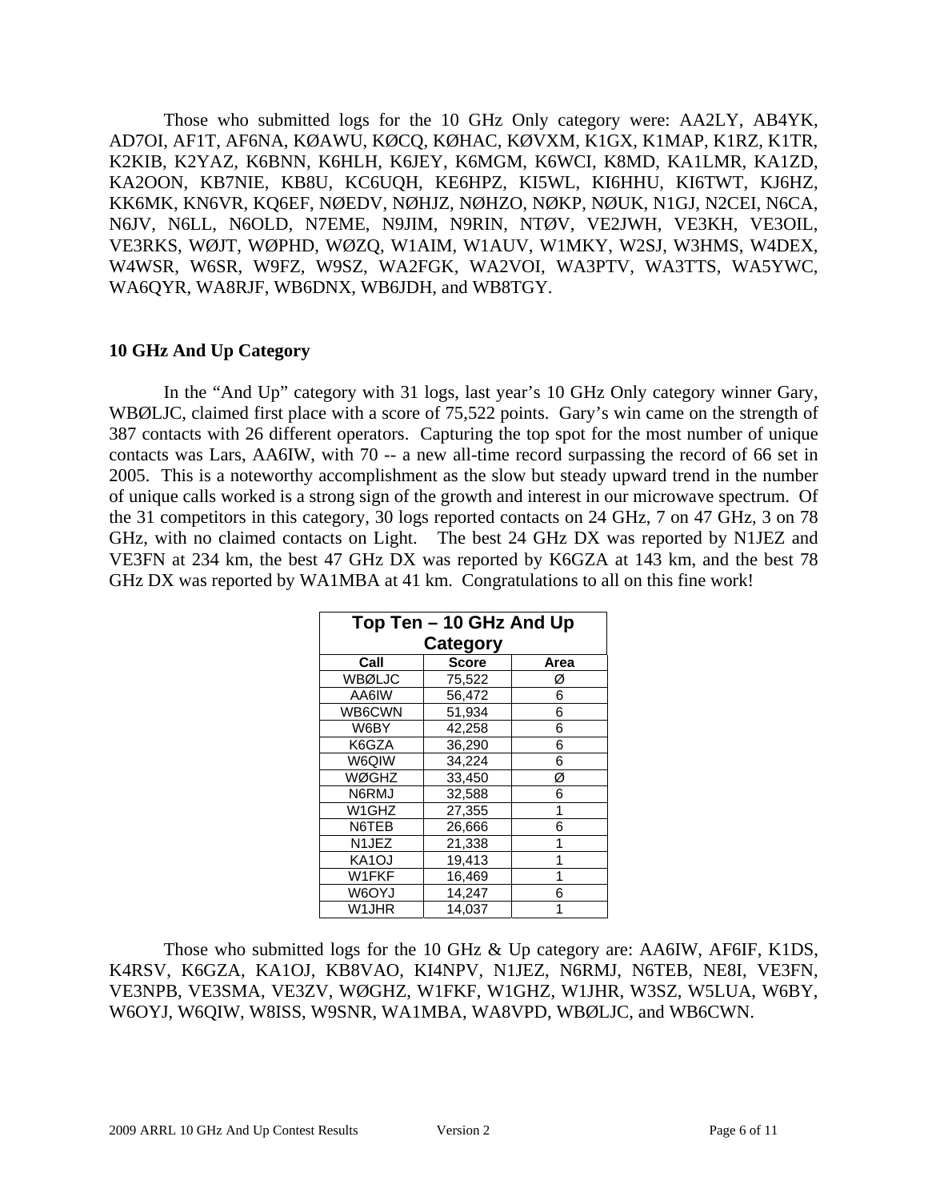Those who submitted logs for the 10 GHz Only category were: AA2LY, AB4YK, AD7OI, AF1T, AF6NA, KØAWU, KØCQ, KØHAC, KØVXM, K1GX, K1MAP, K1RZ, K1TR, K2KIB, K2YAZ, K6BNN, K6HLH, K6JEY, K6MGM, K6WCI, K8MD, KA1LMR, KA1ZD, KA2OON, KB7NIE, KB8U, KC6UQH, KE6HPZ, KI5WL, KI6HHU, KI6TWT, KJ6HZ, KK6MK, KN6VR, KQ6EF, NØEDV, NØHJZ, NØHZO, NØKP, NØUK, N1GJ, N2CEI, N6CA, N6JV, N6LL, N6OLD, N7EME, N9JIM, N9RIN, NTØV, VE2JWH, VE3KH, VE3OIL, VE3RKS, WØJT, WØPHD, WØZQ, W1AIM, W1AUV, W1MKY, W2SJ, W3HMS, W4DEX, W4WSR, W6SR, W9FZ, W9SZ, WA2FGK, WA2VOI, WA3PTV, WA3TTS, WA5YWC, WA6QYR, WA8RJF, WB6DNX, WB6JDH, and WB8TGY.

**10 GHz And Up Category**

In the "And Up" category with 31 logs, last year's 10 GHz Only category winner Gary, WBØLJC, claimed first place with a score of 75,522 points. Gary's win came on the strength of 387 contacts with 26 different operators. Capturing the top spot for the most number of unique contacts was Lars, AA6IW, with 70 -- a new all-time record surpassing the record of 66 set in 2005. This is a noteworthy accomplishment as the slow but steady upward trend in the number of unique calls worked is a strong sign of the growth and interest in our microwave spectrum. Of the 31 competitors in this category, 30 logs reported contacts on 24 GHz, 7 on 47 GHz, 3 on 78 GHz, with no claimed contacts on Light. The best 24 GHz DX was reported by N1JEZ and VE3FN at 234 km, the best 47 GHz DX was reported by K6GZA at 143 km, and the best 78 GHz DX was reported by WA1MBA at 41 km. Congratulations to all on this fine work!

**Top Ten – 10 GHz And Up Category**

| Call | Score | Area |
|---|---|---|
| WBØLJC | 75,522 | Ø |
| AA6IW | 56,472 | 6 |
| WB6CWN | 51,934 | 6 |
| W6BY | 42,258 | 6 |
| K6GZA | 36,290 | 6 |
| W6QIW | 34,224 | 6 |
| WØGHZ | 33,450 | Ø |
| N6RMJ | 32,588 | 6 |
| W1GHZ | 27,355 | 1 |
| N6TEB | 26,666 | 6 |
| N1JEZ | 21,338 | 1 |
| KA1OJ | 19,413 | 1 |
| W1FKF | 16,469 | 1 |
| W6OYJ | 14,247 | 6 |
| W1JHR | 14,037 | 1 |

Those who submitted logs for the 10 GHz & Up category are: AA6IW, AF6IF, K1DS, K4RSV, K6GZA, KA1OJ, KB8VAO, KI4NPV, N1JEZ, N6RMJ, N6TEB, NE8I, VE3FN, VE3NPB, VE3SMA, VE3ZV, WØGHZ, W1FKF, W1GHZ, W1JHR, W3SZ, W5LUA, W6BY, W6OYJ, W6QIW, W8ISS, W9SNR, WA1MBA, WA8VPD, WBØLJC, and WB6CWN.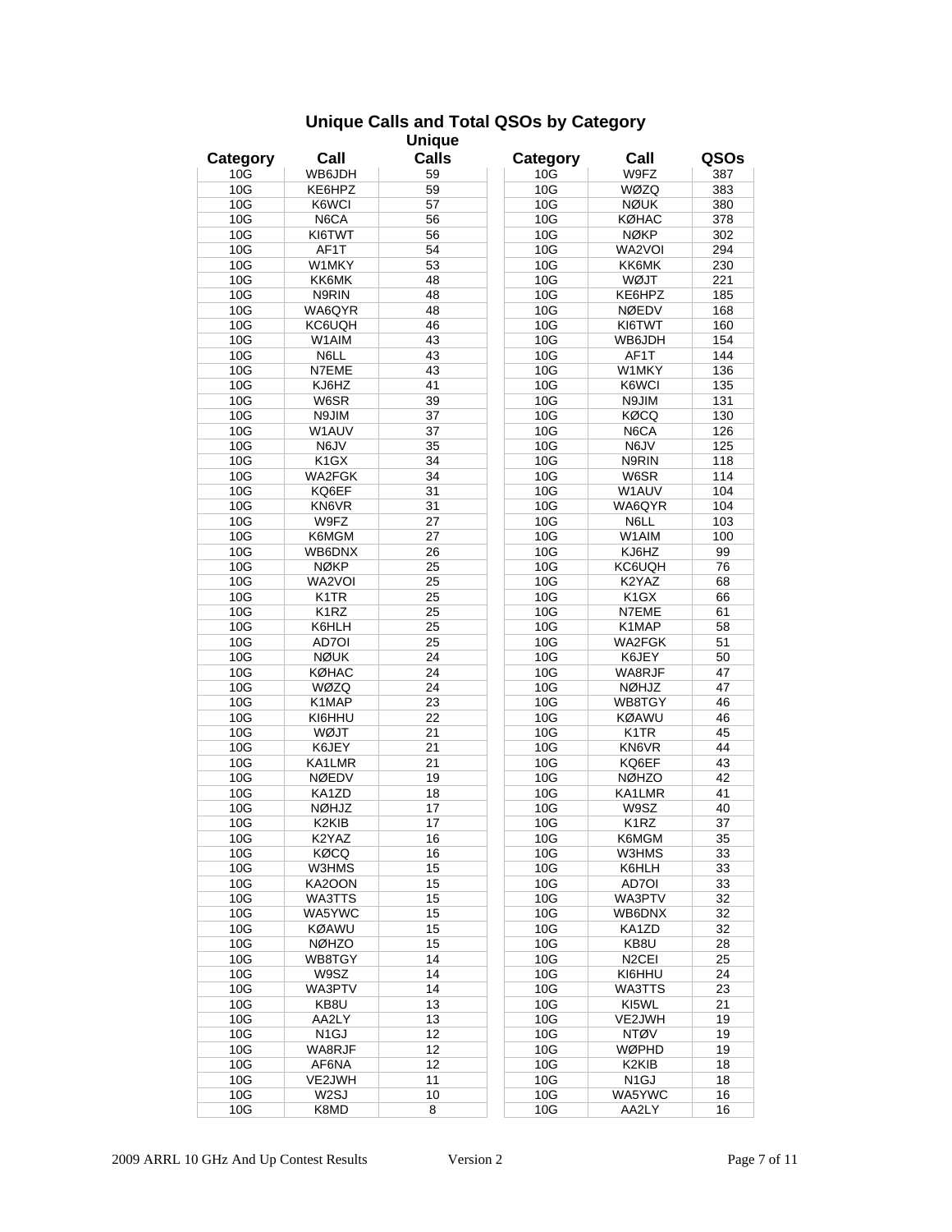## Unique Calls and Total QSOs by Category

| Category | Call | Unique Calls |
|---|---|---|
| 10G | WB6JDH | 59 |
| 10G | KE6HPZ | 59 |
| 10G | K6WCI | 57 |
| 10G | N6CA | 56 |
| 10G | KI6TWT | 56 |
| 10G | AF1T | 54 |
| 10G | W1MKY | 53 |
| 10G | KK6MK | 48 |
| 10G | N9RIN | 48 |
| 10G | WA6QYR | 48 |
| 10G | KC6UQH | 46 |
| 10G | W1AIM | 43 |
| 10G | N6LL | 43 |
| 10G | N7EME | 43 |
| 10G | KJ6HZ | 41 |
| 10G | W6SR | 39 |
| 10G | N9JIM | 37 |
| 10G | W1AUV | 37 |
| 10G | N6JV | 35 |
| 10G | K1GX | 34 |
| 10G | WA2FGK | 34 |
| 10G | KQ6EF | 31 |
| 10G | KN6VR | 31 |
| 10G | W9FZ | 27 |
| 10G | K6MGM | 27 |
| 10G | WB6DNX | 26 |
| 10G | NØKP | 25 |
| 10G | WA2VOI | 25 |
| 10G | K1TR | 25 |
| 10G | K1RZ | 25 |
| 10G | K6HLH | 25 |
| 10G | AD7OI | 25 |
| 10G | NØUK | 24 |
| 10G | KØHAC | 24 |
| 10G | WØZQ | 24 |
| 10G | K1MAP | 23 |
| 10G | KI6HHU | 22 |
| 10G | WØJT | 21 |
| 10G | K6JEY | 21 |
| 10G | KA1LMR | 21 |
| 10G | NØEDV | 19 |
| 10G | KA1ZD | 18 |
| 10G | NØHJZ | 17 |
| 10G | K2KIB | 17 |
| 10G | K2YAZ | 16 |
| 10G | KØCQ | 16 |
| 10G | W3HMS | 15 |
| 10G | KA2OON | 15 |
| 10G | WA3TTS | 15 |
| 10G | WA5YWC | 15 |
| 10G | KØAWU | 15 |
| 10G | NØHZO | 15 |
| 10G | WB8TGY | 14 |
| 10G | W9SZ | 14 |
| 10G | WA3PTV | 14 |
| 10G | KB8U | 13 |
| 10G | AA2LY | 13 |
| 10G | N1GJ | 12 |
| 10G | WA8RJF | 12 |
| 10G | AF6NA | 12 |
| 10G | VE2JWH | 11 |
| 10G | W2SJ | 10 |
| 10G | K8MD | 8 |

| Category | Call | QSOs |
|---|---|---|
| 10G | W9FZ | 387 |
| 10G | WØZQ | 383 |
| 10G | NØUK | 380 |
| 10G | KØHAC | 378 |
| 10G | NØKP | 302 |
| 10G | WA2VOI | 294 |
| 10G | KK6MK | 230 |
| 10G | WØJT | 221 |
| 10G | KE6HPZ | 185 |
| 10G | NØEDV | 168 |
| 10G | KI6TWT | 160 |
| 10G | WB6JDH | 154 |
| 10G | AF1T | 144 |
| 10G | W1MKY | 136 |
| 10G | K6WCI | 135 |
| 10G | N9JIM | 131 |
| 10G | KØCQ | 130 |
| 10G | N6CA | 126 |
| 10G | N6JV | 125 |
| 10G | N9RIN | 118 |
| 10G | W6SR | 114 |
| 10G | W1AUV | 104 |
| 10G | WA6QYR | 104 |
| 10G | N6LL | 103 |
| 10G | W1AIM | 100 |
| 10G | KJ6HZ | 99 |
| 10G | KC6UQH | 76 |
| 10G | K2YAZ | 68 |
| 10G | K1GX | 66 |
| 10G | N7EME | 61 |
| 10G | K1MAP | 58 |
| 10G | WA2FGK | 51 |
| 10G | K6JEY | 50 |
| 10G | WA8RJF | 47 |
| 10G | NØHJZ | 47 |
| 10G | WB8TGY | 46 |
| 10G | KØAWU | 46 |
| 10G | K1TR | 45 |
| 10G | KN6VR | 44 |
| 10G | KQ6EF | 43 |
| 10G | NØHZO | 42 |
| 10G | KA1LMR | 41 |
| 10G | W9SZ | 40 |
| 10G | K1RZ | 37 |
| 10G | K6MGM | 35 |
| 10G | W3HMS | 33 |
| 10G | K6HLH | 33 |
| 10G | AD7OI | 33 |
| 10G | WA3PTV | 32 |
| 10G | WB6DNX | 32 |
| 10G | KA1ZD | 32 |
| 10G | KB8U | 28 |
| 10G | N2CEI | 25 |
| 10G | KI6HHU | 24 |
| 10G | WA3TTS | 23 |
| 10G | KI5WL | 21 |
| 10G | VE2JWH | 19 |
| 10G | NTØV | 19 |
| 10G | WØPHD | 19 |
| 10G | K2KIB | 18 |
| 10G | N1GJ | 18 |
| 10G | WA5YWC | 16 |
| 10G | AA2LY | 16 |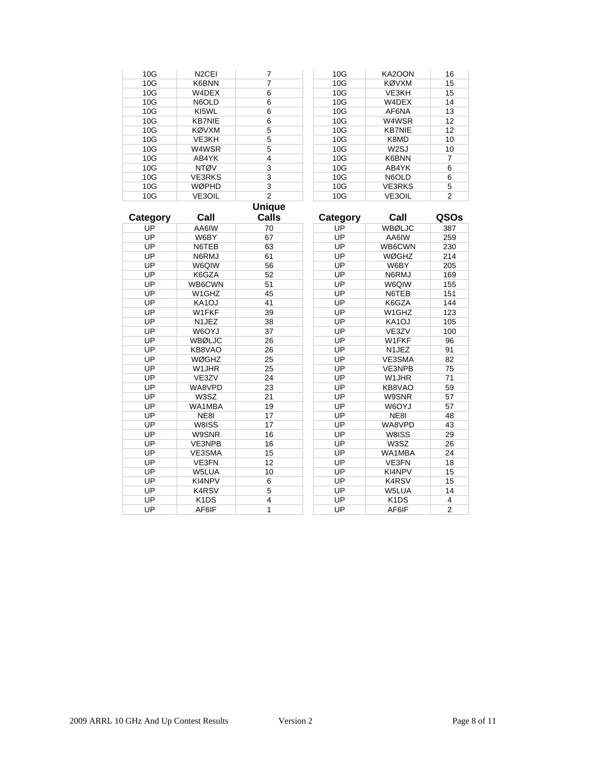| | | |
|---|---|---|
| 10G | N2CEI | 7 |
| 10G | K6BNN | 7 |
| 10G | W4DEX | 6 |
| 10G | N6OLD | 6 |
| 10G | KI5WL | 6 |
| 10G | KB7NIE | 6 |
| 10G | KØVXM | 5 |
| 10G | VE3KH | 5 |
| 10G | W4WSR | 5 |
| 10G | AB4YK | 4 |
| 10G | NTØV | 3 |
| 10G | VE3RKS | 3 |
| 10G | WØPHD | 3 |
| 10G | VE3OIL | 2 |

| | | |
|---|---|---|
| 10G | KA2OON | 16 |
| 10G | KØVXM | 15 |
| 10G | VE3KH | 15 |
| 10G | W4DEX | 14 |
| 10G | AF6NA | 13 |
| 10G | W4WSR | 12 |
| 10G | KB7NIE | 12 |
| 10G | K8MD | 10 |
| 10G | W2SJ | 10 |
| 10G | K6BNN | 7 |
| 10G | AB4YK | 6 |
| 10G | N6OLD | 6 |
| 10G | VE3RKS | 5 |
| 10G | VE3OIL | 2 |

| Category | Call | Unique Calls |
|---|---|---|
| UP | AA6IW | 70 |
| UP | W6BY | 67 |
| UP | N6TEB | 63 |
| UP | N6RMJ | 61 |
| UP | W6QIW | 56 |
| UP | K6GZA | 52 |
| UP | WB6CWN | 51 |
| UP | W1GHZ | 45 |
| UP | KA1OJ | 41 |
| UP | W1FKF | 39 |
| UP | N1JEZ | 38 |
| UP | W6OYJ | 37 |
| UP | WBØLJC | 26 |
| UP | KB8VAO | 26 |
| UP | WØGHZ | 25 |
| UP | W1JHR | 25 |
| UP | VE3ZV | 24 |
| UP | WA8VPD | 23 |
| UP | W3SZ | 21 |
| UP | WA1MBA | 19 |
| UP | NE8I | 17 |
| UP | W8ISS | 17 |
| UP | W9SNR | 16 |
| UP | VE3NPB | 16 |
| UP | VE3SMA | 15 |
| UP | VE3FN | 12 |
| UP | W5LUA | 10 |
| UP | KI4NPV | 6 |
| UP | K4RSV | 5 |
| UP | K1DS | 4 |
| UP | AF6IF | 1 |

| Category | Call | QSOs |
|---|---|---|
| UP | WBØLJC | 387 |
| UP | AA6IW | 259 |
| UP | WB6CWN | 230 |
| UP | WØGHZ | 214 |
| UP | W6BY | 205 |
| UP | N6RMJ | 169 |
| UP | W6QIW | 155 |
| UP | N6TEB | 151 |
| UP | K6GZA | 144 |
| UP | W1GHZ | 123 |
| UP | KA1OJ | 105 |
| UP | VE3ZV | 100 |
| UP | W1FKF | 96 |
| UP | N1JEZ | 91 |
| UP | VE3SMA | 82 |
| UP | VE3NPB | 75 |
| UP | W1JHR | 71 |
| UP | KB8VAO | 59 |
| UP | W9SNR | 57 |
| UP | W6OYJ | 57 |
| UP | NE8I | 48 |
| UP | WA8VPD | 43 |
| UP | W8ISS | 29 |
| UP | W3SZ | 26 |
| UP | WA1MBA | 24 |
| UP | VE3FN | 18 |
| UP | KI4NPV | 15 |
| UP | K4RSV | 15 |
| UP | W5LUA | 14 |
| UP | K1DS | 4 |
| UP | AF6IF | 2 |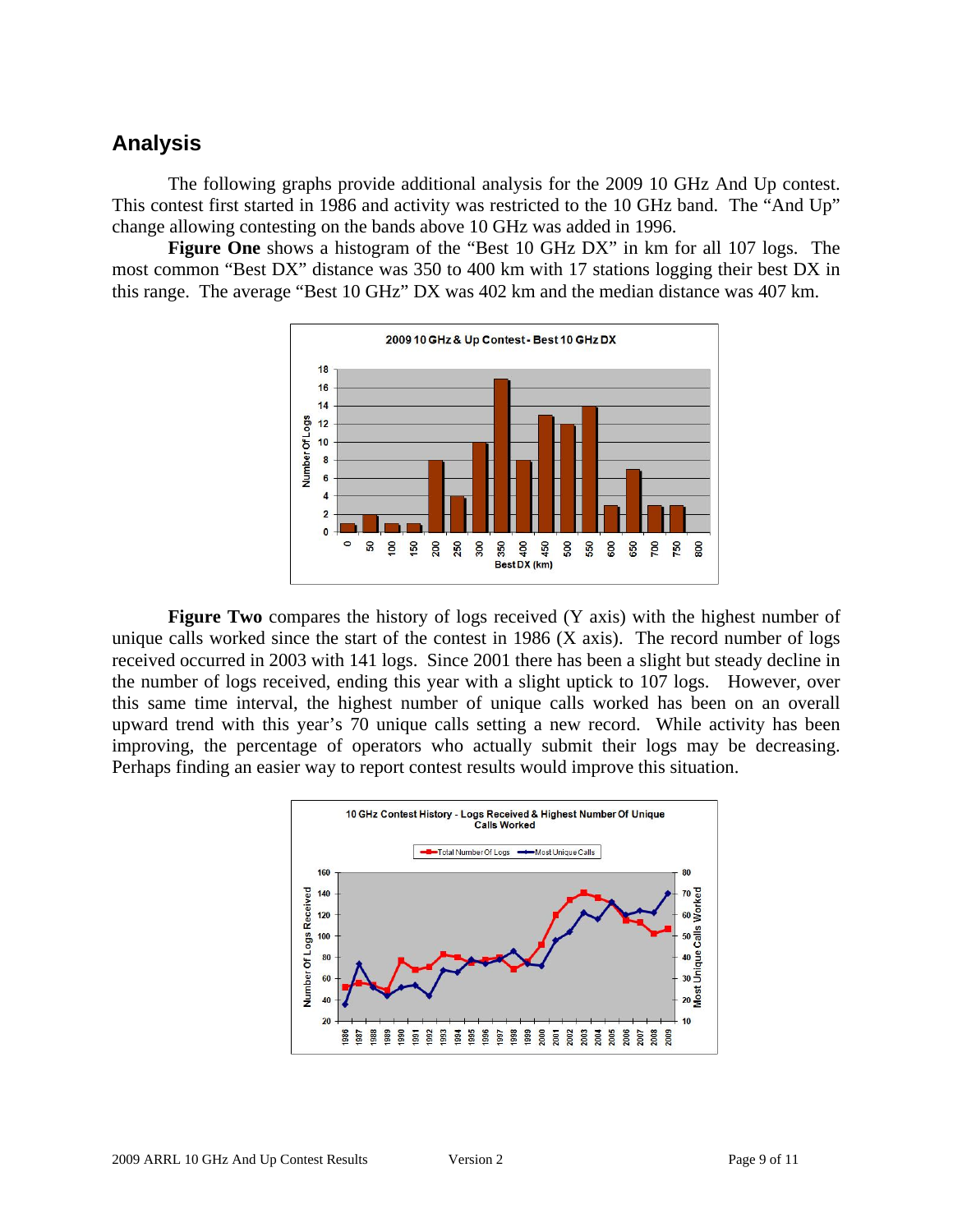## Analysis

The following graphs provide additional analysis for the 2009 10 GHz And Up contest. This contest first started in 1986 and activity was restricted to the 10 GHz band. The "And Up" change allowing contesting on the bands above 10 GHz was added in 1996.

**Figure One** shows a histogram of the "Best 10 GHz DX" in km for all 107 logs. The most common "Best DX" distance was 350 to 400 km with 17 stations logging their best DX in this range. The average "Best 10 GHz" DX was 402 km and the median distance was 407 km.

**Figure Two** compares the history of logs received (Y axis) with the highest number of unique calls worked since the start of the contest in 1986 (X axis). The record number of logs received occurred in 2003 with 141 logs. Since 2001 there has been a slight but steady decline in the number of logs received, ending this year with a slight uptick to 107 logs. However, over this same time interval, the highest number of unique calls worked has been on an overall upward trend with this year's 70 unique calls setting a new record. While activity has been improving, the percentage of operators who actually submit their logs may be decreasing. Perhaps finding an easier way to report contest results would improve this situation.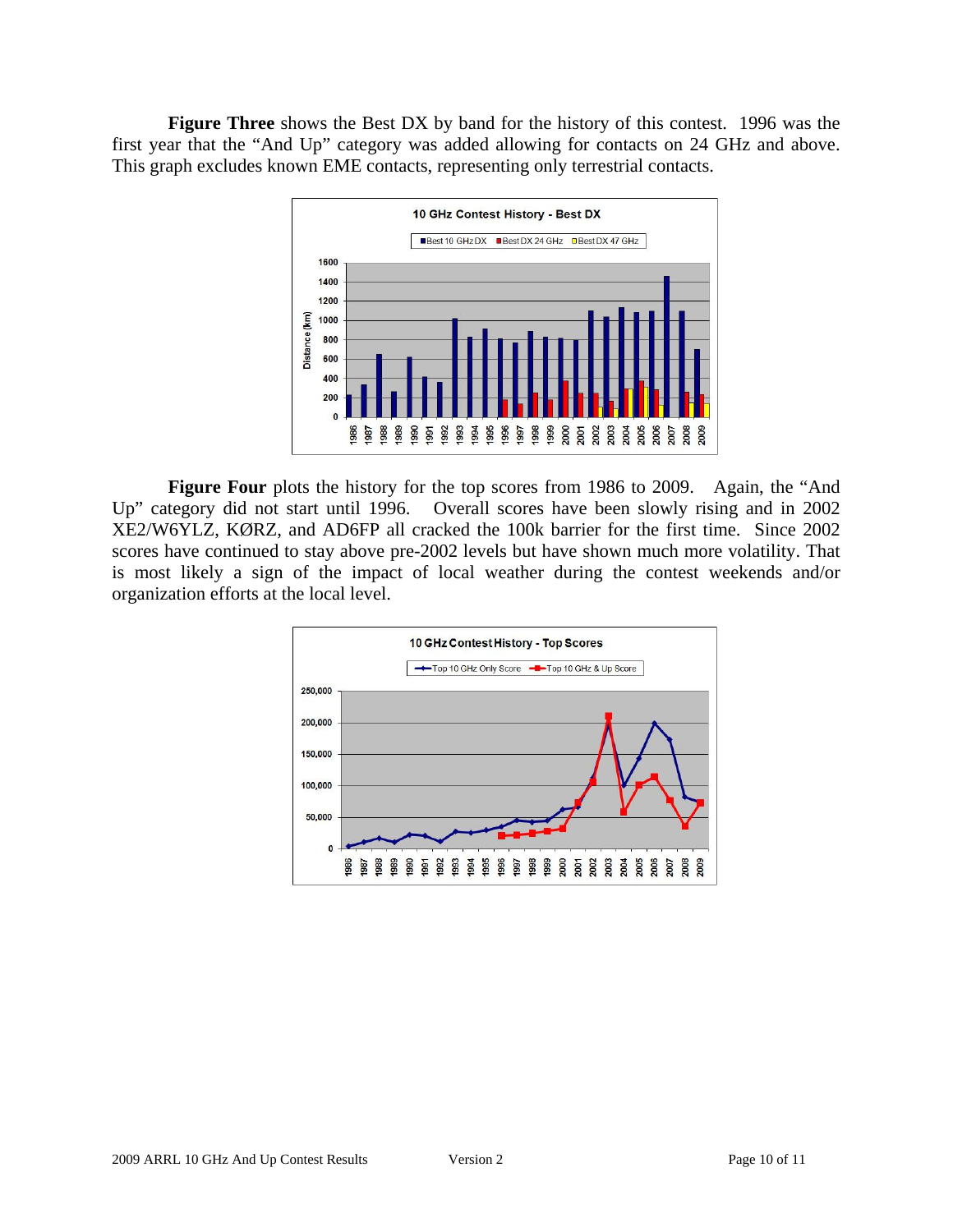**Figure Three** shows the Best DX by band for the history of this contest. 1996 was the first year that the "And Up" category was added allowing for contacts on 24 GHz and above. This graph excludes known EME contacts, representing only terrestrial contacts.

**Figure Four** plots the history for the top scores from 1986 to 2009. Again, the "And Up" category did not start until 1996. Overall scores have been slowly rising and in 2002 XE2/W6YLZ, KØRZ, and AD6FP all cracked the 100k barrier for the first time. Since 2002 scores have continued to stay above pre-2002 levels but have shown much more volatility. That is most likely a sign of the impact of local weather during the contest weekends and/or organization efforts at the local level.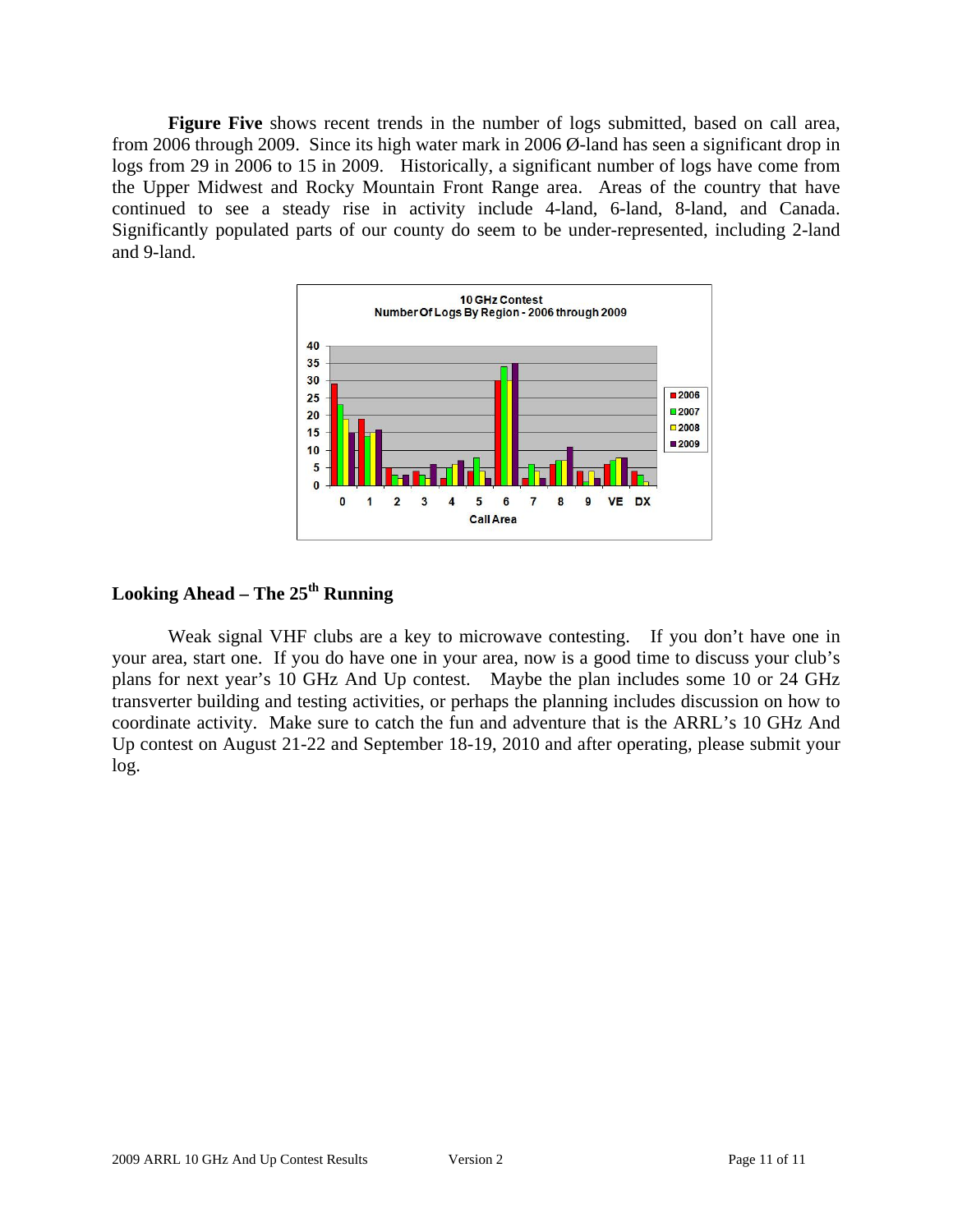**Figure Five** shows recent trends in the number of logs submitted, based on call area, from 2006 through 2009. Since its high water mark in 2006 Ø-land has seen a significant drop in logs from 29 in 2006 to 15 in 2009. Historically, a significant number of logs have come from the Upper Midwest and Rocky Mountain Front Range area. Areas of the country that have continued to see a steady rise in activity include 4-land, 6-land, 8-land, and Canada. Significantly populated parts of our county do seem to be under-represented, including 2-land and 9-land.

10 GHz Contest
Number Of Logs By Region - 2006 through 2009

40
35
30
25
20
15
10
5
0

0 1 2 3 4 5 6 7 8 9 VE DX

Call Area

2006
2007
2008
2009

## Looking Ahead – The 25th Running

Weak signal VHF clubs are a key to microwave contesting. If you don't have one in your area, start one. If you do have one in your area, now is a good time to discuss your club's plans for next year's 10 GHz And Up contest. Maybe the plan includes some 10 or 24 GHz transverter building and testing activities, or perhaps the planning includes discussion on how to coordinate activity. Make sure to catch the fun and adventure that is the ARRL's 10 GHz And Up contest on August 21-22 and September 18-19, 2010 and after operating, please submit your log.